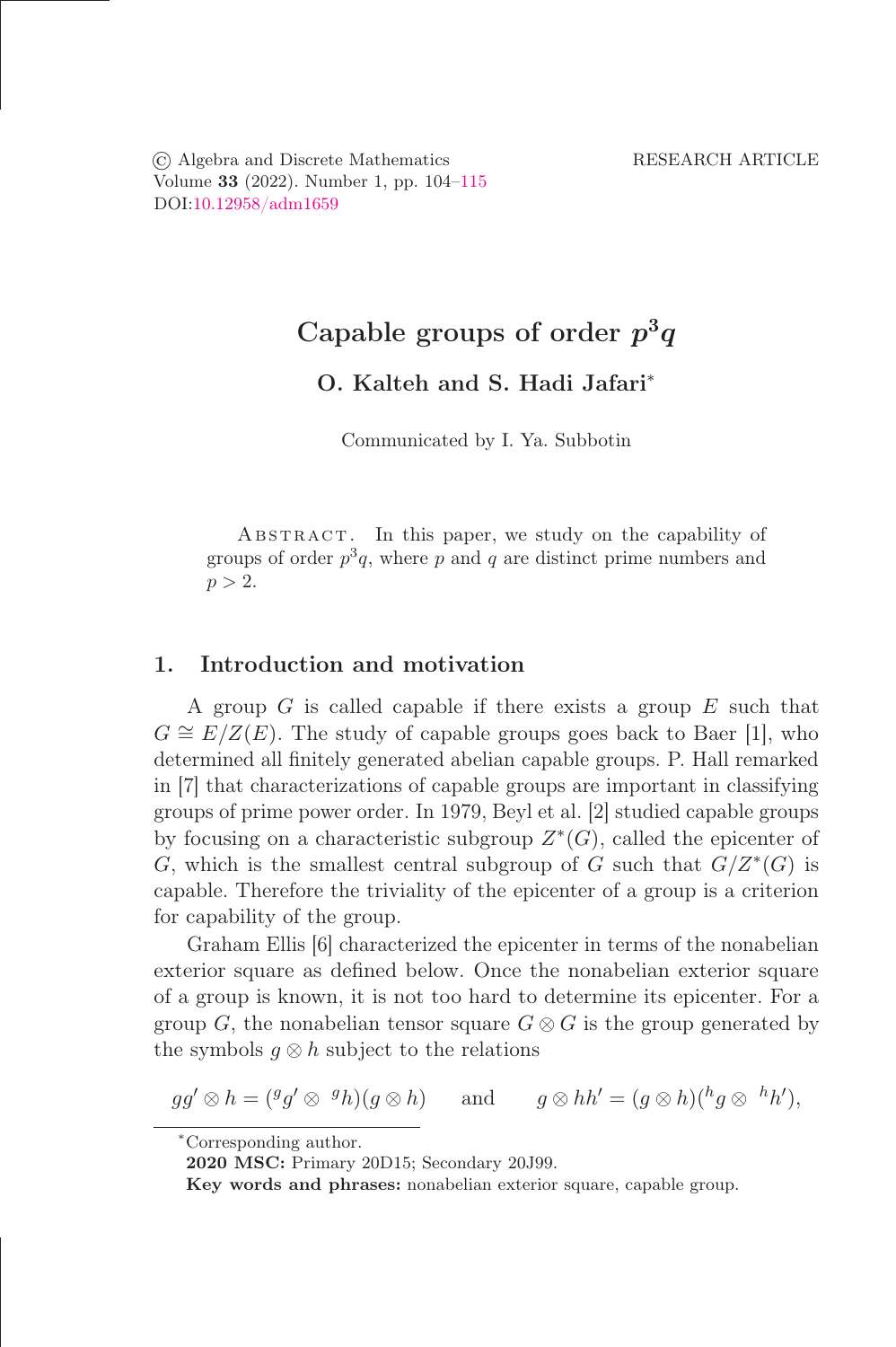© Algebra and Discrete Mathematics
Volume **33** (2022). Number 1, pp. 104–115
DOI:10.12958/adm1659

RESEARCH ARTICLE

# Capable groups of order $p^3q$

**O. Kalteh and S. Hadi Jafari***

Communicated by I. Ya. Subbotin

Abstract. In this paper, we study on the capability of groups of order $p^3q$, where $p$ and $q$ are distinct prime numbers and $p > 2$.

## 1. Introduction and motivation

A group $G$ is called capable if there exists a group $E$ such that $G \cong E/Z(E)$. The study of capable groups goes back to Baer [1], who determined all finitely generated abelian capable groups. P. Hall remarked in [7] that characterizations of capable groups are important in classifying groups of prime power order. In 1979, Beyl et al. [2] studied capable groups by focusing on a characteristic subgroup $Z^*(G)$, called the epicenter of $G$, which is the smallest central subgroup of $G$ such that $G/Z^*(G)$ is capable. Therefore the triviality of the epicenter of a group is a criterion for capability of the group.

Graham Ellis [6] characterized the epicenter in terms of the nonabelian exterior square as defined below. Once the nonabelian exterior square of a group is known, it is not too hard to determine its epicenter. For a group $G$, the nonabelian tensor square $G \otimes G$ is the group generated by the symbols $g \otimes h$ subject to the relations

$$gg' \otimes h = ({}^{g}g' \otimes {}^{g}h)(g \otimes h) \qquad \text{and} \qquad g \otimes hh' = (g \otimes h)({}^{h}g \otimes {}^{h}h'),$$

*Corresponding author.

**2020 MSC:** Primary 20D15; Secondary 20J99.

**Key words and phrases:** nonabelian exterior square, capable group.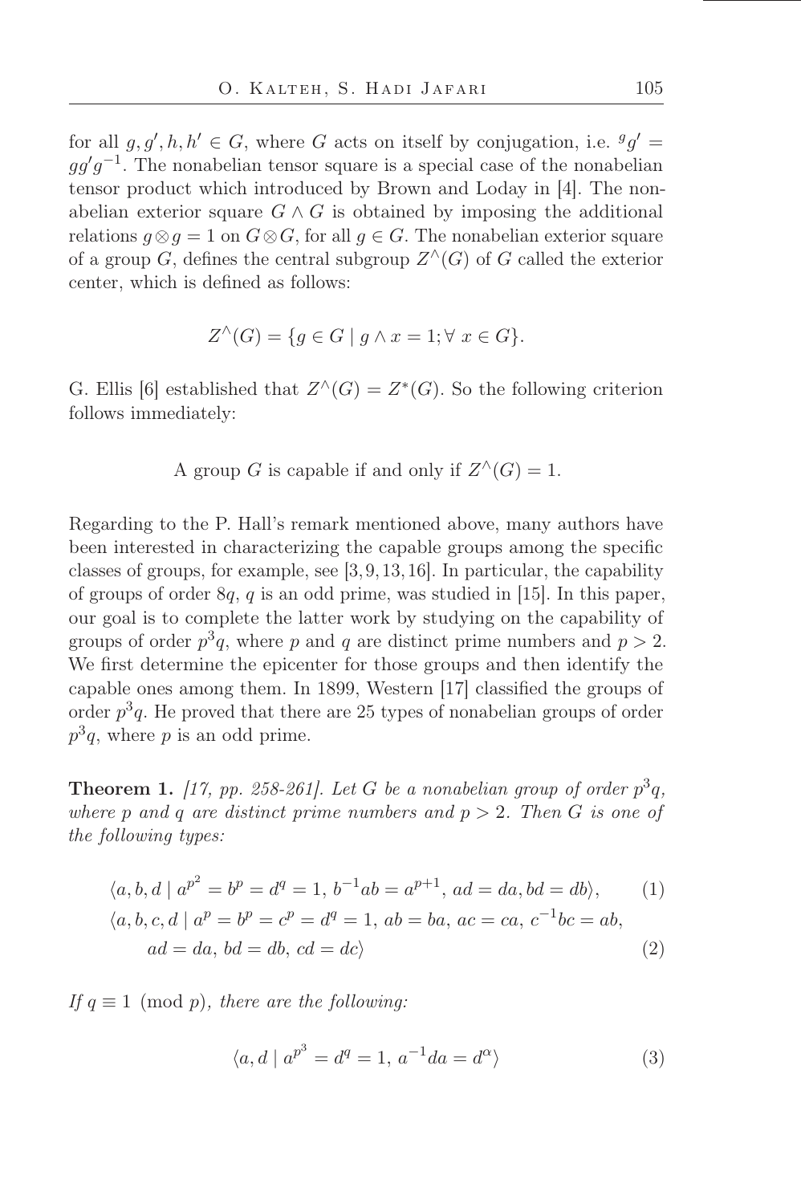for all $g, g', h, h' \in G$, where $G$ acts on itself by conjugation, i.e. ${}^{g}g' = gg'g^{-1}$. The nonabelian tensor square is a special case of the nonabelian tensor product which introduced by Brown and Loday in [4]. The nonabelian exterior square $G \wedge G$ is obtained by imposing the additional relations $g \otimes g = 1$ on $G \otimes G$, for all $g \in G$. The nonabelian exterior square of a group $G$, defines the central subgroup $Z^{\wedge}(G)$ of $G$ called the exterior center, which is defined as follows:

$$Z^{\wedge}(G) = \{g \in G \mid g \wedge x = 1; \forall\ x \in G\}.$$

G. Ellis [6] established that $Z^{\wedge}(G) = Z^{*}(G)$. So the following criterion follows immediately:

$$\text{A group } G \text{ is capable if and only if } Z^{\wedge}(G) = 1.$$

Regarding to the P. Hall's remark mentioned above, many authors have been interested in characterizing the capable groups among the specific classes of groups, for example, see [3, 9, 13, 16]. In particular, the capability of groups of order $8q$, $q$ is an odd prime, was studied in [15]. In this paper, our goal is to complete the latter work by studying on the capability of groups of order $p^3q$, where $p$ and $q$ are distinct prime numbers and $p > 2$. We first determine the epicenter for those groups and then identify the capable ones among them. In 1899, Western [17] classified the groups of order $p^3q$. He proved that there are 25 types of nonabelian groups of order $p^3q$, where $p$ is an odd prime.

**Theorem 1.** *[17, pp. 258-261]. Let $G$ be a nonabelian group of order $p^3q$, where $p$ and $q$ are distinct prime numbers and $p > 2$. Then $G$ is one of the following types:*

$$\langle a, b, d \mid a^{p^2} = b^p = d^q = 1,\ b^{-1}ab = a^{p+1},\ ad = da, bd = db\rangle, \tag{1}$$

$$\begin{aligned}&\langle a, b, c, d \mid a^p = b^p = c^p = d^q = 1,\ ab = ba,\ ac = ca,\ c^{-1}bc = ab,\\ &\quad ad = da,\ bd = db,\ cd = dc\rangle\end{aligned} \tag{2}$$

*If $q \equiv 1 \pmod p$, there are the following:*

$$\langle a, d \mid a^{p^3} = d^q = 1,\ a^{-1}da = d^{\alpha}\rangle \tag{3}$$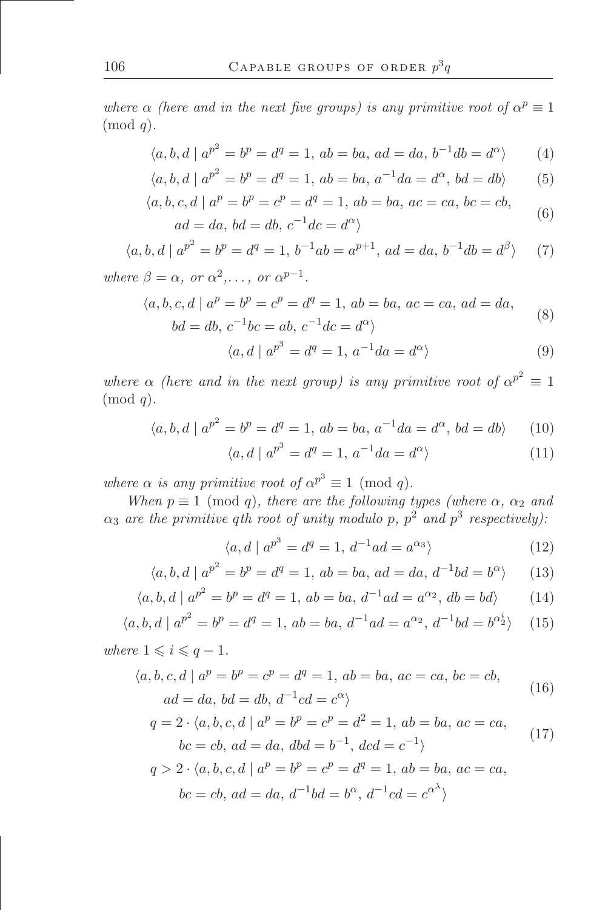*where $\alpha$ (here and in the next five groups) is any primitive root of $\alpha^p \equiv 1 \pmod{q}$.*

$$\langle a, b, d \mid a^{p^2} = b^p = d^q = 1,\ ab = ba,\ ad = da,\ b^{-1}db = d^{\alpha} \rangle \tag{4}$$

$$\langle a, b, d \mid a^{p^2} = b^p = d^q = 1,\ ab = ba,\ a^{-1}da = d^{\alpha},\ bd = db \rangle \tag{5}$$

$$\begin{aligned} \langle a, b, c, d \mid\ & a^p = b^p = c^p = d^q = 1,\ ab = ba,\ ac = ca,\ bc = cb, \\ & ad = da,\ bd = db,\ c^{-1}dc = d^{\alpha} \rangle \end{aligned} \tag{6}$$

$$\langle a, b, d \mid a^{p^2} = b^p = d^q = 1,\ b^{-1}ab = a^{p+1},\ ad = da,\ b^{-1}db = d^{\beta} \rangle \tag{7}$$

*where $\beta = \alpha$, or $\alpha^2, \ldots,$ or $\alpha^{p-1}$.*

$$\begin{aligned} \langle a, b, c, d \mid\ & a^p = b^p = c^p = d^q = 1,\ ab = ba,\ ac = ca,\ ad = da, \\ & bd = db,\ c^{-1}bc = ab,\ c^{-1}dc = d^{\alpha} \rangle \end{aligned} \tag{8}$$

$$\langle a, d \mid a^{p^3} = d^q = 1,\ a^{-1}da = d^{\alpha} \rangle \tag{9}$$

*where $\alpha$ (here and in the next group) is any primitive root of $\alpha^{p^2} \equiv 1 \pmod{q}$.*

$$\langle a, b, d \mid a^{p^2} = b^p = d^q = 1,\ ab = ba,\ a^{-1}da = d^{\alpha},\ bd = db \rangle \tag{10}$$

$$\langle a, d \mid a^{p^3} = d^q = 1,\ a^{-1}da = d^{\alpha} \rangle \tag{11}$$

*where $\alpha$ is any primitive root of $\alpha^{p^3} \equiv 1 \pmod{q}$.*

*When $p \equiv 1 \pmod{q}$, there are the following types (where $\alpha$, $\alpha_2$ and $\alpha_3$ are the primitive $q$th root of unity modulo $p$, $p^2$ and $p^3$ respectively):*

$$\langle a, d \mid a^{p^3} = d^q = 1,\ d^{-1}ad = a^{\alpha_3} \rangle \tag{12}$$

$$\langle a, b, d \mid a^{p^2} = b^p = d^q = 1,\ ab = ba,\ ad = da,\ d^{-1}bd = b^{\alpha} \rangle \tag{13}$$

$$\langle a, b, d \mid a^{p^2} = b^p = d^q = 1,\ ab = ba,\ d^{-1}ad = a^{\alpha_2},\ db = bd \rangle \tag{14}$$

$$\langle a, b, d \mid a^{p^2} = b^p = d^q = 1,\ ab = ba,\ d^{-1}ad = a^{\alpha_2},\ d^{-1}bd = b^{\alpha_2^i} \rangle \tag{15}$$

*where $1 \leqslant i \leqslant q-1$.*

$$\begin{aligned} \langle a, b, c, d \mid\ & a^p = b^p = c^p = d^q = 1,\ ab = ba,\ ac = ca,\ bc = cb, \\ & ad = da,\ bd = db,\ d^{-1}cd = c^{\alpha} \rangle \end{aligned} \tag{16}$$

$$\begin{aligned} q = 2 \cdot \langle a, b, c, d \mid\ & a^p = b^p = c^p = d^2 = 1,\ ab = ba,\ ac = ca, \\ & bc = cb,\ ad = da,\ dbd = b^{-1},\ dcd = c^{-1} \rangle \end{aligned} \tag{17}$$

$$\begin{aligned} q > 2 \cdot \langle a, b, c, d \mid\ & a^p = b^p = c^p = d^q = 1,\ ab = ba,\ ac = ca, \\ & bc = cb,\ ad = da,\ d^{-1}bd = b^{\alpha},\ d^{-1}cd = c^{\alpha^{\lambda}} \rangle \end{aligned}$$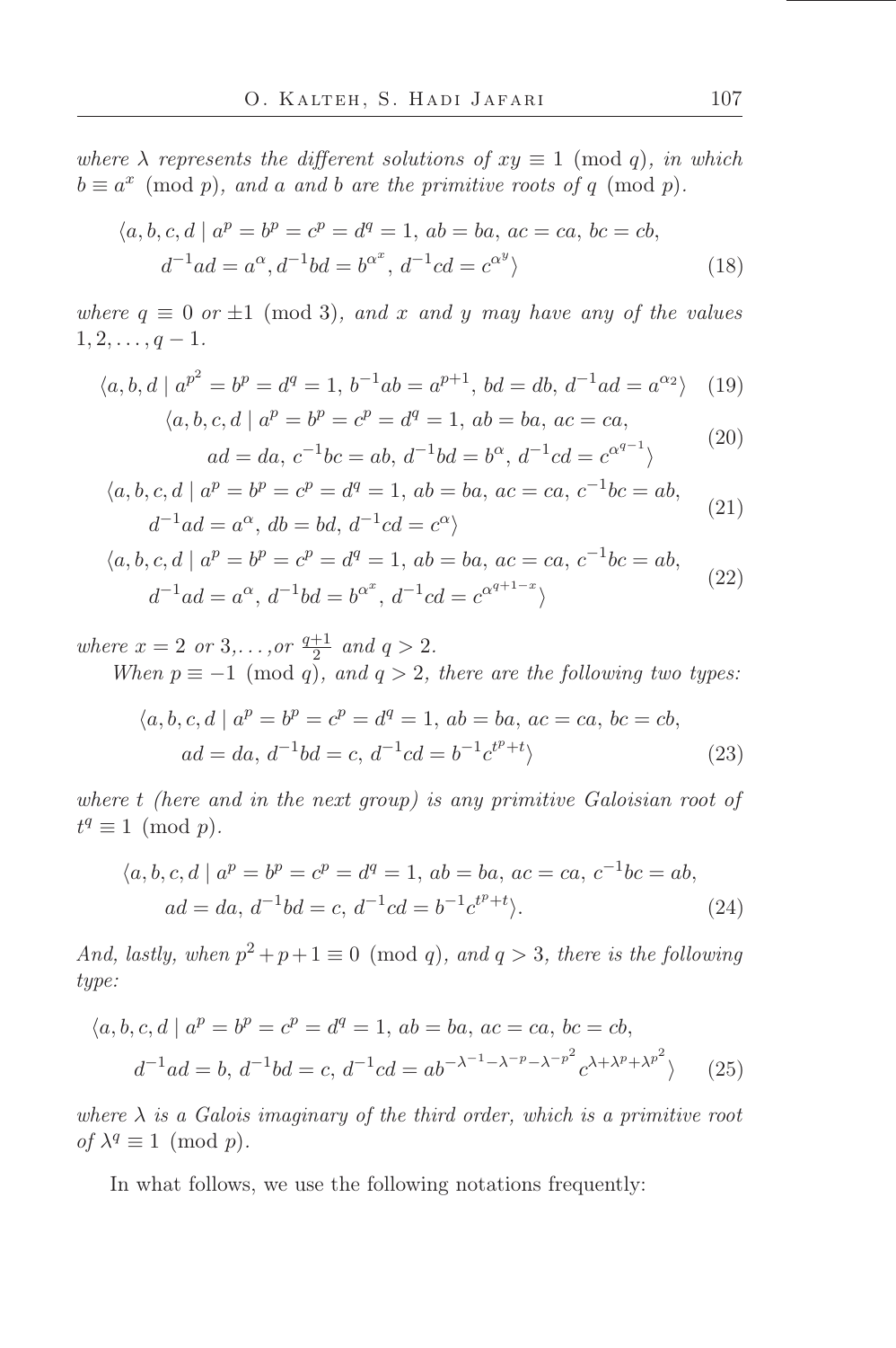*where $\lambda$ represents the different solutions of $xy \equiv 1 \pmod q$, in which $b \equiv a^x \pmod p$, and $a$ and $b$ are the primitive roots of $q \pmod p$.*

$$\langle a, b, c, d \mid a^p = b^p = c^p = d^q = 1,\ ab = ba,\ ac = ca,\ bc = cb,\\ d^{-1}ad = a^{\alpha}, d^{-1}bd = b^{\alpha^x},\ d^{-1}cd = c^{\alpha^y}\rangle \tag{18}$$

*where $q \equiv 0$ or $\pm 1 \pmod 3$, and $x$ and $y$ may have any of the values $1, 2, \ldots, q-1$.*

$$\langle a, b, d \mid a^{p^2} = b^p = d^q = 1,\ b^{-1}ab = a^{p+1},\ bd = db,\ d^{-1}ad = a^{\alpha_2}\rangle \tag{19}$$

$$\langle a, b, c, d \mid a^p = b^p = c^p = d^q = 1,\ ab = ba,\ ac = ca,\\ ad = da,\ c^{-1}bc = ab,\ d^{-1}bd = b^{\alpha},\ d^{-1}cd = c^{\alpha^{q-1}}\rangle \tag{20}$$

$$\langle a, b, c, d \mid a^p = b^p = c^p = d^q = 1,\ ab = ba,\ ac = ca,\ c^{-1}bc = ab,\\ d^{-1}ad = a^{\alpha},\ db = bd,\ d^{-1}cd = c^{\alpha}\rangle \tag{21}$$

$$\langle a, b, c, d \mid a^p = b^p = c^p = d^q = 1,\ ab = ba,\ ac = ca,\ c^{-1}bc = ab,\\ d^{-1}ad = a^{\alpha},\ d^{-1}bd = b^{\alpha^x},\ d^{-1}cd = c^{\alpha^{q+1-x}}\rangle \tag{22}$$

*where $x = 2$ or $3, \ldots,$ or $\frac{q+1}{2}$ and $q > 2$.*

*When $p \equiv -1 \pmod q$, and $q > 2$, there are the following two types:*

$$\langle a, b, c, d \mid a^p = b^p = c^p = d^q = 1,\ ab = ba,\ ac = ca,\ bc = cb,\\ ad = da,\ d^{-1}bd = c,\ d^{-1}cd = b^{-1}c^{t^p+t}\rangle \tag{23}$$

*where $t$ (here and in the next group) is any primitive Galoisian root of $t^q \equiv 1 \pmod p$.*

$$\langle a, b, c, d \mid a^p = b^p = c^p = d^q = 1,\ ab = ba,\ ac = ca,\ c^{-1}bc = ab,\\ ad = da,\ d^{-1}bd = c,\ d^{-1}cd = b^{-1}c^{t^p+t}\rangle. \tag{24}$$

*And, lastly, when $p^2 + p + 1 \equiv 0 \pmod q$, and $q > 3$, there is the following type:*

$$\langle a, b, c, d \mid a^p = b^p = c^p = d^q = 1,\ ab = ba,\ ac = ca,\ bc = cb,\\ d^{-1}ad = b,\ d^{-1}bd = c,\ d^{-1}cd = ab^{-\lambda^{-1}-\lambda^{-p}-\lambda^{-p^2}}c^{\lambda+\lambda^p+\lambda^{p^2}}\rangle \tag{25}$$

*where $\lambda$ is a Galois imaginary of the third order, which is a primitive root of $\lambda^q \equiv 1 \pmod p$.*

In what follows, we use the following notations frequently: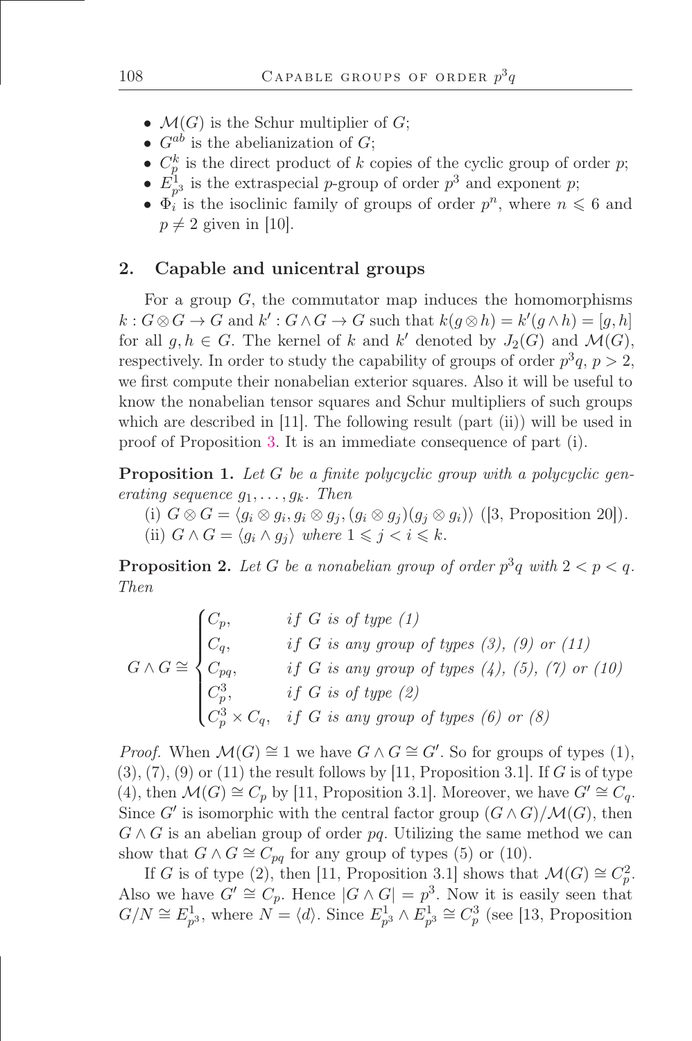- $\mathcal{M}(G)$ is the Schur multiplier of $G$;
- $G^{ab}$ is the abelianization of $G$;
- $C_p^k$ is the direct product of $k$ copies of the cyclic group of order $p$;
- $E_{p^3}^1$ is the extraspecial $p$-group of order $p^3$ and exponent $p$;
- $\Phi_i$ is the isoclinic family of groups of order $p^n$, where $n \leqslant 6$ and $p \neq 2$ given in [10].

## 2. Capable and unicentral groups

For a group $G$, the commutator map induces the homomorphisms $k : G \otimes G \to G$ and $k' : G \wedge G \to G$ such that $k(g \otimes h) = k'(g \wedge h) = [g, h]$ for all $g, h \in G$. The kernel of $k$ and $k'$ denoted by $J_2(G)$ and $\mathcal{M}(G)$, respectively. In order to study the capability of groups of order $p^3q$, $p > 2$, we first compute their nonabelian exterior squares. Also it will be useful to know the nonabelian tensor squares and Schur multipliers of such groups which are described in [11]. The following result (part (ii)) will be used in proof of Proposition 3. It is an immediate consequence of part (i).

**Proposition 1.** *Let $G$ be a finite polycyclic group with a polycyclic generating sequence $g_1, \dots, g_k$. Then*

(i) $G \otimes G = \langle g_i \otimes g_i, g_i \otimes g_j, (g_i \otimes g_j)(g_j \otimes g_i) \rangle$ ([3, Proposition 20]).

(ii) $G \wedge G = \langle g_i \wedge g_j \rangle$ *where* $1 \leqslant j < i \leqslant k$.

**Proposition 2.** *Let $G$ be a nonabelian group of order $p^3q$ with $2 < p < q$. Then*

$$G \wedge G \cong \begin{cases} C_p, & \text{if } G \text{ is of type (1)} \\ C_q, & \text{if } G \text{ is any group of types (3), (9) or (11)} \\ C_{pq}, & \text{if } G \text{ is any group of types (4), (5), (7) or (10)} \\ C_p^3, & \text{if } G \text{ is of type (2)} \\ C_p^3 \times C_q, & \text{if } G \text{ is any group of types (6) or (8)} \end{cases}$$

*Proof.* When $\mathcal{M}(G) \cong 1$ we have $G \wedge G \cong G'$. So for groups of types (1), (3), (7), (9) or (11) the result follows by [11, Proposition 3.1]. If $G$ is of type (4), then $\mathcal{M}(G) \cong C_p$ by [11, Proposition 3.1]. Moreover, we have $G' \cong C_q$. Since $G'$ is isomorphic with the central factor group $(G \wedge G)/\mathcal{M}(G)$, then $G \wedge G$ is an abelian group of order $pq$. Utilizing the same method we can show that $G \wedge G \cong C_{pq}$ for any group of types (5) or (10).

If $G$ is of type (2), then [11, Proposition 3.1] shows that $\mathcal{M}(G) \cong C_p^2$. Also we have $G' \cong C_p$. Hence $|G \wedge G| = p^3$. Now it is easily seen that $G/N \cong E_{p^3}^1$, where $N = \langle d \rangle$. Since $E_{p^3}^1 \wedge E_{p^3}^1 \cong C_p^3$ (see [13, Proposition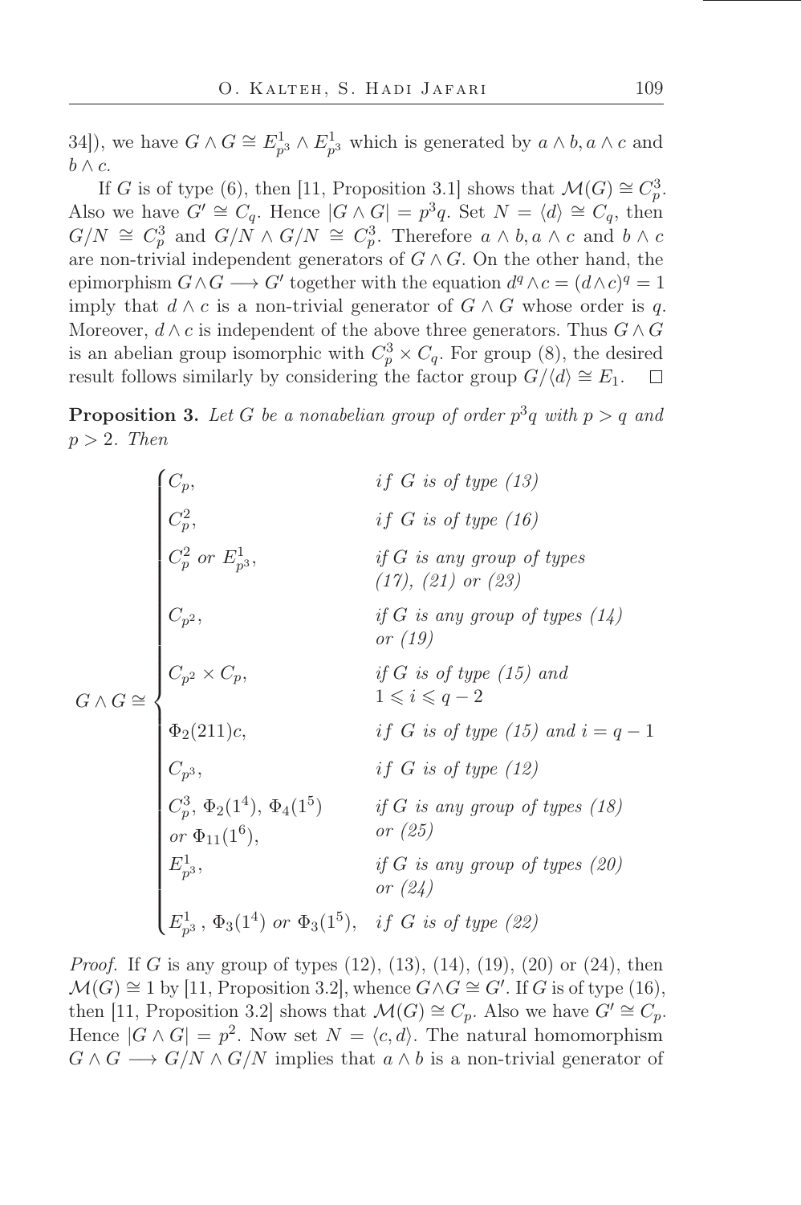34]), we have $G \wedge G \cong E^1_{p^3} \wedge E^1_{p^3}$ which is generated by $a \wedge b, a \wedge c$ and $b \wedge c$.

If $G$ is of type (6), then [11, Proposition 3.1] shows that $\mathcal{M}(G) \cong C_p^3$. Also we have $G' \cong C_q$. Hence $|G \wedge G| = p^3 q$. Set $N = \langle d \rangle \cong C_q$, then $G/N \cong C_p^3$ and $G/N \wedge G/N \cong C_p^3$. Therefore $a \wedge b, a \wedge c$ and $b \wedge c$ are non-trivial independent generators of $G \wedge G$. On the other hand, the epimorphism $G \wedge G \longrightarrow G'$ together with the equation $d^q \wedge c = (d \wedge c)^q = 1$ imply that $d \wedge c$ is a non-trivial generator of $G \wedge G$ whose order is $q$. Moreover, $d \wedge c$ is independent of the above three generators. Thus $G \wedge G$ is an abelian group isomorphic with $C_p^3 \times C_q$. For group (8), the desired result follows similarly by considering the factor group $G/\langle d \rangle \cong E_1$. $\square$

**Proposition 3.** *Let $G$ be a nonabelian group of order $p^3 q$ with $p > q$ and $p > 2$. Then*

$$G \wedge G \cong \begin{cases} C_p, & \text{if } G \text{ is of type (13)} \\ C_p^2, & \text{if } G \text{ is of type (16)} \\ C_p^2 \text{ or } E^1_{p^3}, & \text{if } G \text{ is any group of types (17), (21) or (23)} \\ C_{p^2}, & \text{if } G \text{ is any group of types (14) or (19)} \\ C_{p^2} \times C_p, & \text{if } G \text{ is of type (15) and } 1 \leqslant i \leqslant q-2 \\ \Phi_2(211)c, & \text{if } G \text{ is of type (15) and } i = q-1 \\ C_{p^3}, & \text{if } G \text{ is of type (12)} \\ C_p^3,\ \Phi_2(1^4),\ \Phi_4(1^5) \text{ or } \Phi_{11}(1^6), & \text{if } G \text{ is any group of types (18) or (25)} \\ E^1_{p^3}, & \text{if } G \text{ is any group of types (20) or (24)} \\ E^1_{p^3},\ \Phi_3(1^4) \text{ or } \Phi_3(1^5), & \text{if } G \text{ is of type (22)} \end{cases}$$

*Proof.* If $G$ is any group of types (12), (13), (14), (19), (20) or (24), then $\mathcal{M}(G) \cong 1$ by [11, Proposition 3.2], whence $G \wedge G \cong G'$. If $G$ is of type (16), then [11, Proposition 3.2] shows that $\mathcal{M}(G) \cong C_p$. Also we have $G' \cong C_p$. Hence $|G \wedge G| = p^2$. Now set $N = \langle c, d \rangle$. The natural homomorphism $G \wedge G \longrightarrow G/N \wedge G/N$ implies that $a \wedge b$ is a non-trivial generator of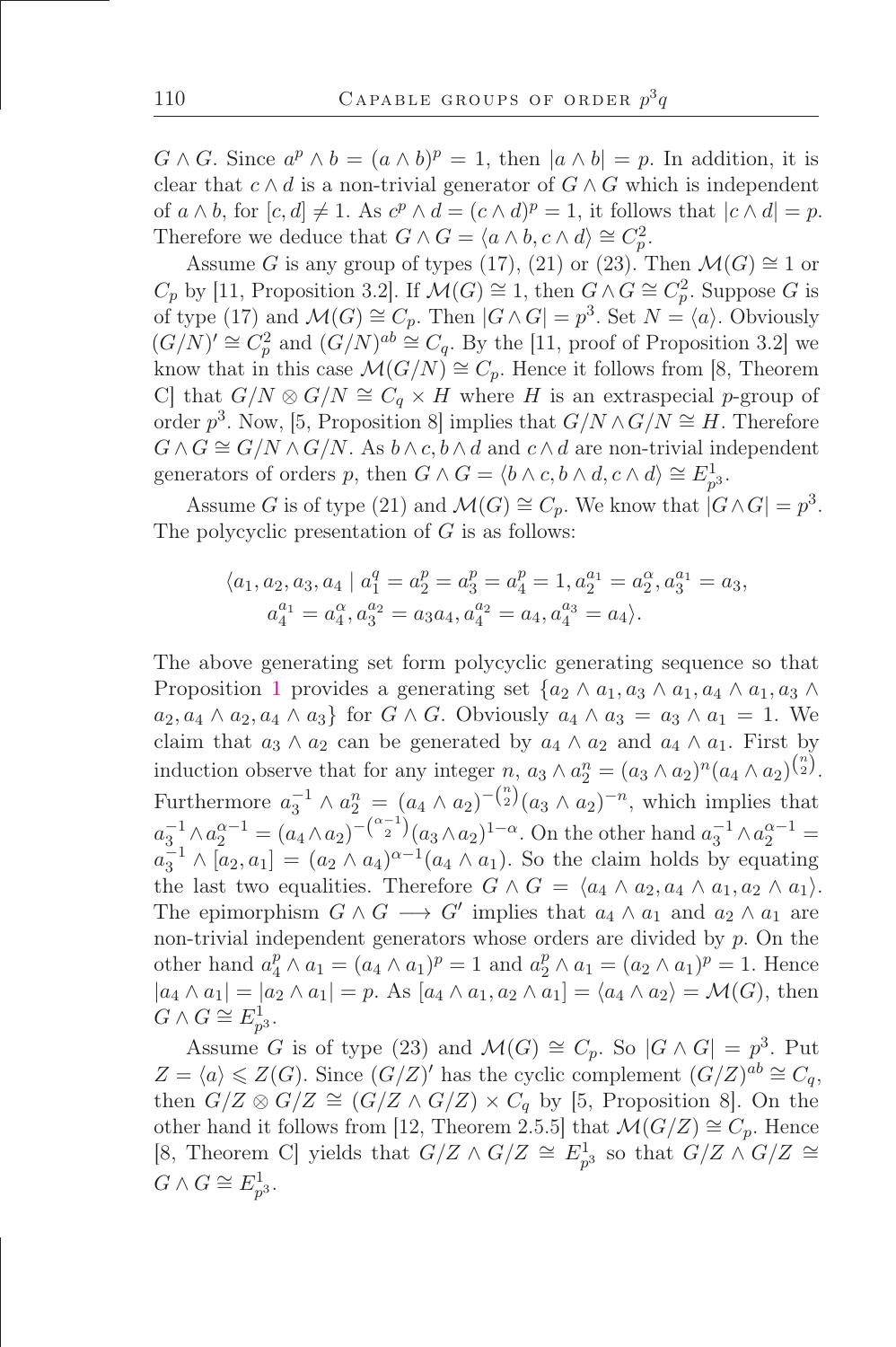$G \wedge G$. Since $a^p \wedge b = (a \wedge b)^p = 1$, then $|a \wedge b| = p$. In addition, it is clear that $c \wedge d$ is a non-trivial generator of $G \wedge G$ which is independent of $a \wedge b$, for $[c, d] \neq 1$. As $c^p \wedge d = (c \wedge d)^p = 1$, it follows that $|c \wedge d| = p$. Therefore we deduce that $G \wedge G = \langle a \wedge b, c \wedge d \rangle \cong C_p^2$.

Assume $G$ is any group of types (17), (21) or (23). Then $\mathcal{M}(G) \cong 1$ or $C_p$ by [11, Proposition 3.2]. If $\mathcal{M}(G) \cong 1$, then $G \wedge G \cong C_p^2$. Suppose $G$ is of type (17) and $\mathcal{M}(G) \cong C_p$. Then $|G \wedge G| = p^3$. Set $N = \langle a \rangle$. Obviously $(G/N)' \cong C_p^2$ and $(G/N)^{ab} \cong C_q$. By the [11, proof of Proposition 3.2] we know that in this case $\mathcal{M}(G/N) \cong C_p$. Hence it follows from [8, Theorem C] that $G/N \otimes G/N \cong C_q \times H$ where $H$ is an extraspecial $p$-group of order $p^3$. Now, [5, Proposition 8] implies that $G/N \wedge G/N \cong H$. Therefore $G \wedge G \cong G/N \wedge G/N$. As $b \wedge c, b \wedge d$ and $c \wedge d$ are non-trivial independent generators of orders $p$, then $G \wedge G = \langle b \wedge c, b \wedge d, c \wedge d \rangle \cong E^1_{p^3}$.

Assume $G$ is of type (21) and $\mathcal{M}(G) \cong C_p$. We know that $|G \wedge G| = p^3$. The polycyclic presentation of $G$ is as follows:

$$\langle a_1, a_2, a_3, a_4 \mid a_1^q = a_2^p = a_3^p = a_4^p = 1, a_2^{a_1} = a_2^{\alpha}, a_3^{a_1} = a_3,$$
$$a_4^{a_1} = a_4^{\alpha}, a_3^{a_2} = a_3 a_4, a_4^{a_2} = a_4, a_4^{a_3} = a_4 \rangle.$$

The above generating set form polycyclic generating sequence so that Proposition 1 provides a generating set $\{a_2 \wedge a_1, a_3 \wedge a_1, a_4 \wedge a_1, a_3 \wedge a_2, a_4 \wedge a_2, a_4 \wedge a_3\}$ for $G \wedge G$. Obviously $a_4 \wedge a_3 = a_3 \wedge a_1 = 1$. We claim that $a_3 \wedge a_2$ can be generated by $a_4 \wedge a_2$ and $a_4 \wedge a_1$. First by induction observe that for any integer $n$, $a_3 \wedge a_2^n = (a_3 \wedge a_2)^n (a_4 \wedge a_2)^{\binom{n}{2}}$. Furthermore $a_3^{-1} \wedge a_2^n = (a_4 \wedge a_2)^{-\binom{n}{2}} (a_3 \wedge a_2)^{-n}$, which implies that $a_3^{-1} \wedge a_2^{\alpha-1} = (a_4 \wedge a_2)^{-\binom{\alpha-1}{2}} (a_3 \wedge a_2)^{1-\alpha}$. On the other hand $a_3^{-1} \wedge a_2^{\alpha-1} = a_3^{-1} \wedge [a_2, a_1] = (a_2 \wedge a_4)^{\alpha-1} (a_4 \wedge a_1)$. So the claim holds by equating the last two equalities. Therefore $G \wedge G = \langle a_4 \wedge a_2, a_4 \wedge a_1, a_2 \wedge a_1 \rangle$. The epimorphism $G \wedge G \longrightarrow G'$ implies that $a_4 \wedge a_1$ and $a_2 \wedge a_1$ are non-trivial independent generators whose orders are divided by $p$. On the other hand $a_4^p \wedge a_1 = (a_4 \wedge a_1)^p = 1$ and $a_2^p \wedge a_1 = (a_2 \wedge a_1)^p = 1$. Hence $|a_4 \wedge a_1| = |a_2 \wedge a_1| = p$. As $[a_4 \wedge a_1, a_2 \wedge a_1] = \langle a_4 \wedge a_2 \rangle = \mathcal{M}(G)$, then $G \wedge G \cong E^1_{p^3}$.

Assume $G$ is of type (23) and $\mathcal{M}(G) \cong C_p$. So $|G \wedge G| = p^3$. Put $Z = \langle a \rangle \leqslant Z(G)$. Since $(G/Z)'$ has the cyclic complement $(G/Z)^{ab} \cong C_q$, then $G/Z \otimes G/Z \cong (G/Z \wedge G/Z) \times C_q$ by [5, Proposition 8]. On the other hand it follows from [12, Theorem 2.5.5] that $\mathcal{M}(G/Z) \cong C_p$. Hence [8, Theorem C] yields that $G/Z \wedge G/Z \cong E^1_{p^3}$ so that $G/Z \wedge G/Z \cong G \wedge G \cong E^1_{p^3}$.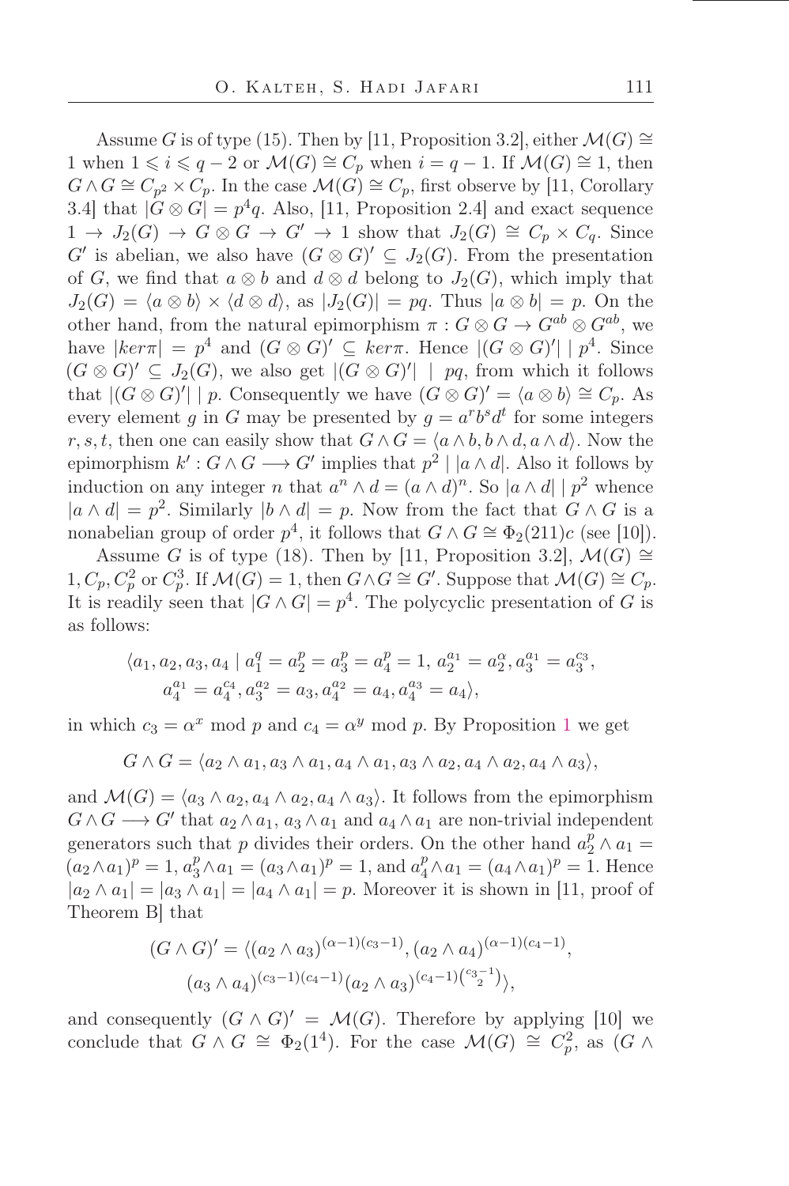Assume $G$ is of type (15). Then by [11, Proposition 3.2], either $\mathcal{M}(G) \cong 1$ when $1 \leqslant i \leqslant q-2$ or $\mathcal{M}(G) \cong C_p$ when $i = q-1$. If $\mathcal{M}(G) \cong 1$, then $G \wedge G \cong C_{p^2} \times C_p$. In the case $\mathcal{M}(G) \cong C_p$, first observe by [11, Corollary 3.4] that $|G \otimes G| = p^4 q$. Also, [11, Proposition 2.4] and exact sequence $1 \to J_2(G) \to G \otimes G \to G' \to 1$ show that $J_2(G) \cong C_p \times C_q$. Since $G'$ is abelian, we also have $(G \otimes G)' \subseteq J_2(G)$. From the presentation of $G$, we find that $a \otimes b$ and $d \otimes d$ belong to $J_2(G)$, which imply that $J_2(G) = \langle a \otimes b \rangle \times \langle d \otimes d \rangle$, as $|J_2(G)| = pq$. Thus $|a \otimes b| = p$. On the other hand, from the natural epimorphism $\pi : G \otimes G \to G^{ab} \otimes G^{ab}$, we have $|ker\pi| = p^4$ and $(G \otimes G)' \subseteq ker\pi$. Hence $|(G \otimes G)'| \mid p^4$. Since $(G \otimes G)' \subseteq J_2(G)$, we also get $|(G \otimes G)'| \mid pq$, from which it follows that $|(G \otimes G)'| \mid p$. Consequently we have $(G \otimes G)' = \langle a \otimes b \rangle \cong C_p$. As every element $g$ in $G$ may be presented by $g = a^r b^s d^t$ for some integers $r, s, t$, then one can easily show that $G \wedge G = \langle a \wedge b, b \wedge d, a \wedge d \rangle$. Now the epimorphism $k' : G \wedge G \longrightarrow G'$ implies that $p^2 \mid |a \wedge d|$. Also it follows by induction on any integer $n$ that $a^n \wedge d = (a \wedge d)^n$. So $|a \wedge d| \mid p^2$ whence $|a \wedge d| = p^2$. Similarly $|b \wedge d| = p$. Now from the fact that $G \wedge G$ is a nonabelian group of order $p^4$, it follows that $G \wedge G \cong \Phi_2(211)c$ (see [10]).

Assume $G$ is of type (18). Then by [11, Proposition 3.2], $\mathcal{M}(G) \cong 1, C_p, C_p^2$ or $C_p^3$. If $\mathcal{M}(G) = 1$, then $G \wedge G \cong G'$. Suppose that $\mathcal{M}(G) \cong C_p$. It is readily seen that $|G \wedge G| = p^4$. The polycyclic presentation of $G$ is as follows:

$$
\langle a_1, a_2, a_3, a_4 \mid a_1^q = a_2^p = a_3^p = a_4^p = 1, \, a_2^{a_1} = a_2^{\alpha}, a_3^{a_1} = a_3^{c_3}, \\
a_4^{a_1} = a_4^{c_4}, a_3^{a_2} = a_3, a_4^{a_2} = a_4, a_4^{a_3} = a_4 \rangle,
$$

in which $c_3 = \alpha^x \bmod p$ and $c_4 = \alpha^y \bmod p$. By Proposition 1 we get

$$
G \wedge G = \langle a_2 \wedge a_1, a_3 \wedge a_1, a_4 \wedge a_1, a_3 \wedge a_2, a_4 \wedge a_2, a_4 \wedge a_3 \rangle,
$$

and $\mathcal{M}(G) = \langle a_3 \wedge a_2, a_4 \wedge a_2, a_4 \wedge a_3 \rangle$. It follows from the epimorphism $G \wedge G \longrightarrow G'$ that $a_2 \wedge a_1$, $a_3 \wedge a_1$ and $a_4 \wedge a_1$ are non-trivial independent generators such that $p$ divides their orders. On the other hand $a_2^p \wedge a_1 = (a_2 \wedge a_1)^p = 1$, $a_3^p \wedge a_1 = (a_3 \wedge a_1)^p = 1$, and $a_4^p \wedge a_1 = (a_4 \wedge a_1)^p = 1$. Hence $|a_2 \wedge a_1| = |a_3 \wedge a_1| = |a_4 \wedge a_1| = p$. Moreover it is shown in [11, proof of Theorem B] that

$$
(G \wedge G)' = \langle (a_2 \wedge a_3)^{(\alpha-1)(c_3-1)}, (a_2 \wedge a_4)^{(\alpha-1)(c_4-1)}, \\
(a_3 \wedge a_4)^{(c_3-1)(c_4-1)} (a_2 \wedge a_3)^{(c_4-1)\binom{c_3-1}{2}} \rangle,
$$

and consequently $(G \wedge G)' = \mathcal{M}(G)$. Therefore by applying [10] we conclude that $G \wedge G \cong \Phi_2(1^4)$. For the case $\mathcal{M}(G) \cong C_p^2$, as $(G \wedge$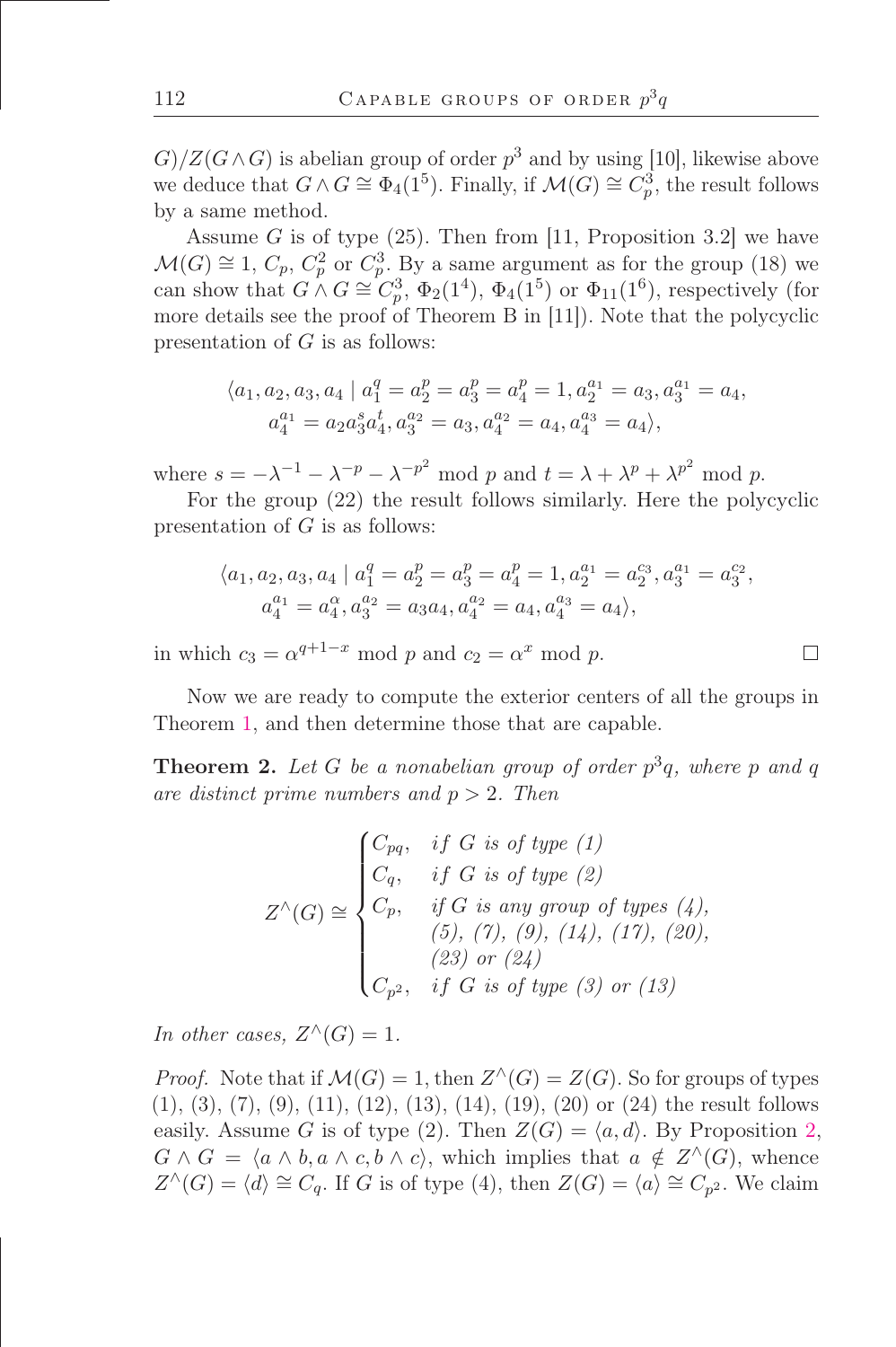$G)/Z(G \wedge G)$ is abelian group of order $p^3$ and by using [10], likewise above we deduce that $G \wedge G \cong \Phi_4(1^5)$. Finally, if $\mathcal{M}(G) \cong C_p^3$, the result follows by a same method.

Assume $G$ is of type (25). Then from [11, Proposition 3.2] we have $\mathcal{M}(G) \cong 1$, $C_p$, $C_p^2$ or $C_p^3$. By a same argument as for the group (18) we can show that $G \wedge G \cong C_p^3$, $\Phi_2(1^4)$, $\Phi_4(1^5)$ or $\Phi_{11}(1^6)$, respectively (for more details see the proof of Theorem B in [11]). Note that the polycyclic presentation of $G$ is as follows:

$$\langle a_1, a_2, a_3, a_4 \mid a_1^q = a_2^p = a_3^p = a_4^p = 1, a_2^{a_1} = a_3, a_3^{a_1} = a_4,$$
$$a_4^{a_1} = a_2 a_3^s a_4^t, a_3^{a_2} = a_3, a_4^{a_2} = a_4, a_4^{a_3} = a_4 \rangle,$$

where $s = -\lambda^{-1} - \lambda^{-p} - \lambda^{-p^2} \bmod p$ and $t = \lambda + \lambda^p + \lambda^{p^2} \bmod p$.

For the group (22) the result follows similarly. Here the polycyclic presentation of $G$ is as follows:

$$\langle a_1, a_2, a_3, a_4 \mid a_1^q = a_2^p = a_3^p = a_4^p = 1, a_2^{a_1} = a_2^{c_3}, a_3^{a_1} = a_3^{c_2},$$
$$a_4^{a_1} = a_4^{\alpha}, a_3^{a_2} = a_3 a_4, a_4^{a_2} = a_4, a_4^{a_3} = a_4 \rangle,$$

in which $c_3 = \alpha^{q+1-x} \bmod p$ and $c_2 = \alpha^x \bmod p$. □

Now we are ready to compute the exterior centers of all the groups in Theorem 1, and then determine those that are capable.

**Theorem 2.** *Let $G$ be a nonabelian group of order $p^3q$, where $p$ and $q$ are distinct prime numbers and $p > 2$. Then*

$$Z^{\wedge}(G) \cong \begin{cases} C_{pq}, & \text{if } G \text{ is of type (1)} \\ C_q, & \text{if } G \text{ is of type (2)} \\ C_p, & \text{if } G \text{ is any group of types (4), (5), (7), (9), (14), (17), (20), (23) or (24)} \\ C_{p^2}, & \text{if } G \text{ is of type (3) or (13)} \end{cases}$$

*In other cases, $Z^{\wedge}(G) = 1$.*

*Proof.* Note that if $\mathcal{M}(G) = 1$, then $Z^{\wedge}(G) = Z(G)$. So for groups of types (1), (3), (7), (9), (11), (12), (13), (14), (19), (20) or (24) the result follows easily. Assume $G$ is of type (2). Then $Z(G) = \langle a, d \rangle$. By Proposition 2, $G \wedge G = \langle a \wedge b, a \wedge c, b \wedge c \rangle$, which implies that $a \notin Z^{\wedge}(G)$, whence $Z^{\wedge}(G) = \langle d \rangle \cong C_q$. If $G$ is of type (4), then $Z(G) = \langle a \rangle \cong C_{p^2}$. We claim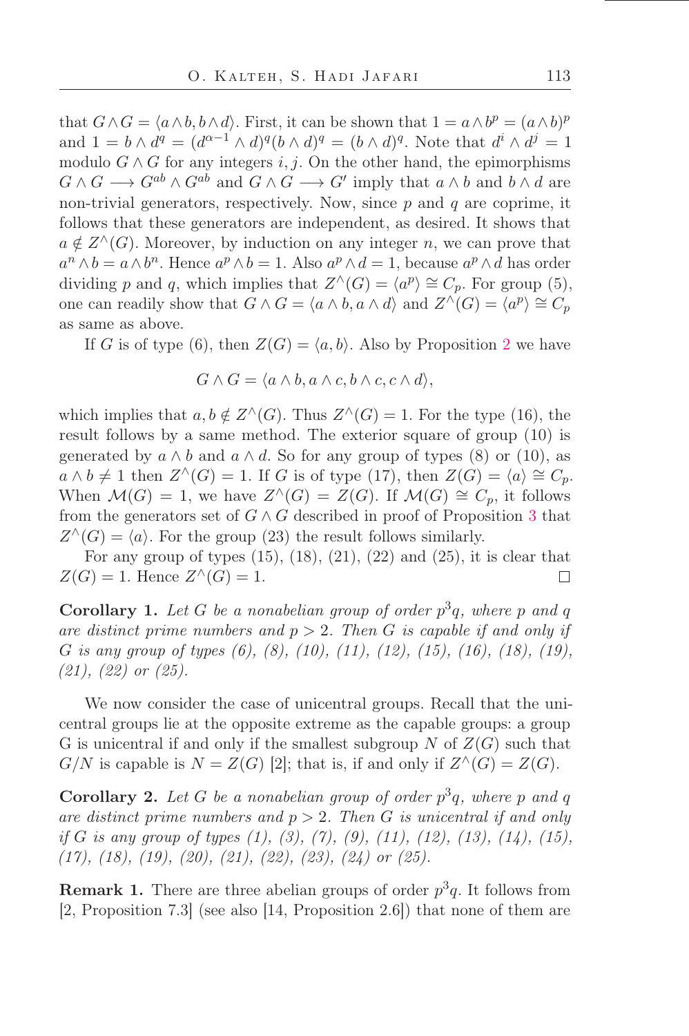that $G \wedge G = \langle a \wedge b, b \wedge d \rangle$. First, it can be shown that $1 = a \wedge b^p = (a \wedge b)^p$ and $1 = b \wedge d^q = (d^{\alpha - 1} \wedge d)^q (b \wedge d)^q = (b \wedge d)^q$. Note that $d^i \wedge d^j = 1$ modulo $G \wedge G$ for any integers $i, j$. On the other hand, the epimorphisms $G \wedge G \longrightarrow G^{ab} \wedge G^{ab}$ and $G \wedge G \longrightarrow G'$ imply that $a \wedge b$ and $b \wedge d$ are non-trivial generators, respectively. Now, since $p$ and $q$ are coprime, it follows that these generators are independent, as desired. It shows that $a \notin Z^{\wedge}(G)$. Moreover, by induction on any integer $n$, we can prove that $a^n \wedge b = a \wedge b^n$. Hence $a^p \wedge b = 1$. Also $a^p \wedge d = 1$, because $a^p \wedge d$ has order dividing $p$ and $q$, which implies that $Z^{\wedge}(G) = \langle a^p \rangle \cong C_p$. For group (5), one can readily show that $G \wedge G = \langle a \wedge b, a \wedge d \rangle$ and $Z^{\wedge}(G) = \langle a^p \rangle \cong C_p$ as same as above.

If $G$ is of type (6), then $Z(G) = \langle a, b \rangle$. Also by Proposition 2 we have

$$G \wedge G = \langle a \wedge b, a \wedge c, b \wedge c, c \wedge d \rangle,$$

which implies that $a, b \notin Z^{\wedge}(G)$. Thus $Z^{\wedge}(G) = 1$. For the type (16), the result follows by a same method. The exterior square of group (10) is generated by $a \wedge b$ and $a \wedge d$. So for any group of types (8) or (10), as $a \wedge b \neq 1$ then $Z^{\wedge}(G) = 1$. If $G$ is of type (17), then $Z(G) = \langle a \rangle \cong C_p$. When $\mathcal{M}(G) = 1$, we have $Z^{\wedge}(G) = Z(G)$. If $\mathcal{M}(G) \cong C_p$, it follows from the generators set of $G \wedge G$ described in proof of Proposition 3 that $Z^{\wedge}(G) = \langle a \rangle$. For the group (23) the result follows similarly.

For any group of types (15), (18), (21), (22) and (25), it is clear that $Z(G) = 1$. Hence $Z^{\wedge}(G) = 1$. □

**Corollary 1.** *Let $G$ be a nonabelian group of order $p^3q$, where $p$ and $q$ are distinct prime numbers and $p > 2$. Then $G$ is capable if and only if $G$ is any group of types (6), (8), (10), (11), (12), (15), (16), (18), (19), (21), (22) or (25).*

We now consider the case of unicentral groups. Recall that the unicentral groups lie at the opposite extreme as the capable groups: a group G is unicentral if and only if the smallest subgroup $N$ of $Z(G)$ such that $G/N$ is capable is $N = Z(G)$ [2]; that is, if and only if $Z^{\wedge}(G) = Z(G)$.

**Corollary 2.** *Let $G$ be a nonabelian group of order $p^3q$, where $p$ and $q$ are distinct prime numbers and $p > 2$. Then $G$ is unicentral if and only if $G$ is any group of types (1), (3), (7), (9), (11), (12), (13), (14), (15), (17), (18), (19), (20), (21), (22), (23), (24) or (25).*

**Remark 1.** There are three abelian groups of order $p^3q$. It follows from [2, Proposition 7.3] (see also [14, Proposition 2.6]) that none of them are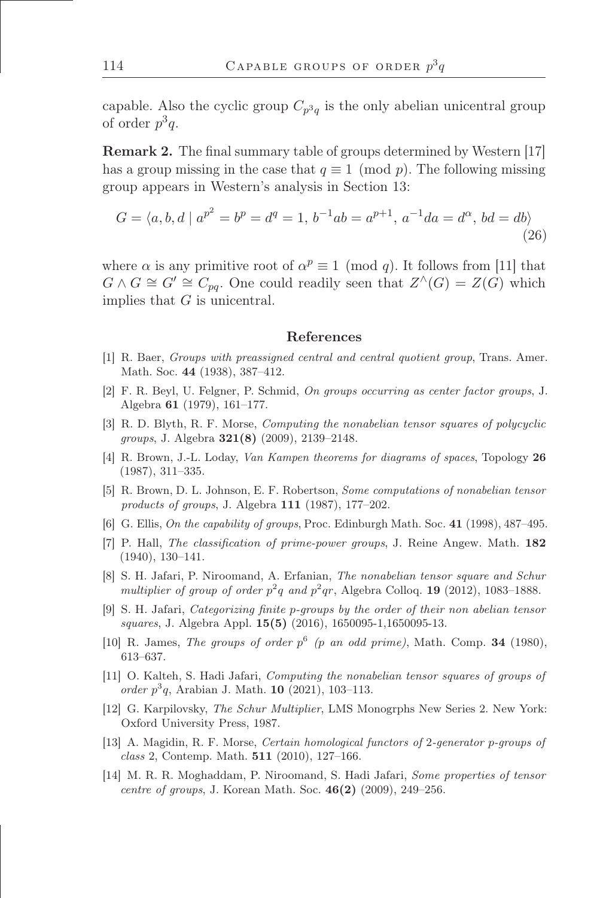capable. Also the cyclic group $C_{p^3q}$ is the only abelian unicentral group of order $p^3q$.

**Remark 2.** The final summary table of groups determined by Western [17] has a group missing in the case that $q \equiv 1 \pmod p$. The following missing group appears in Western's analysis in Section 13:

$$G = \langle a, b, d \mid a^{p^2} = b^p = d^q = 1,\ b^{-1}ab = a^{p+1},\ a^{-1}da = d^{\alpha},\ bd = db\rangle \tag{26}$$

where $\alpha$ is any primitive root of $\alpha^p \equiv 1 \pmod q$. It follows from [11] that $G \wedge G \cong G' \cong C_{pq}$. One could readily seen that $Z^{\wedge}(G) = Z(G)$ which implies that $G$ is unicentral.

## References

[1] R. Baer, *Groups with preassigned central and central quotient group*, Trans. Amer. Math. Soc. **44** (1938), 387–412.

[2] F. R. Beyl, U. Felgner, P. Schmid, *On groups occurring as center factor groups*, J. Algebra **61** (1979), 161–177.

[3] R. D. Blyth, R. F. Morse, *Computing the nonabelian tensor squares of polycyclic groups*, J. Algebra **321(8)** (2009), 2139–2148.

[4] R. Brown, J.-L. Loday, *Van Kampen theorems for diagrams of spaces*, Topology **26** (1987), 311–335.

[5] R. Brown, D. L. Johnson, E. F. Robertson, *Some computations of nonabelian tensor products of groups*, J. Algebra **111** (1987), 177–202.

[6] G. Ellis, *On the capability of groups*, Proc. Edinburgh Math. Soc. **41** (1998), 487–495.

[7] P. Hall, *The classification of prime-power groups*, J. Reine Angew. Math. **182** (1940), 130–141.

[8] S. H. Jafari, P. Niroomand, A. Erfanian, *The nonabelian tensor square and Schur multiplier of group of order $p^2q$ and $p^2qr$*, Algebra Colloq. **19** (2012), 1083–1888.

[9] S. H. Jafari, *Categorizing finite p-groups by the order of their non abelian tensor squares*, J. Algebra Appl. **15(5)** (2016), 1650095-1,1650095-13.

[10] R. James, *The groups of order $p^6$ (p an odd prime)*, Math. Comp. **34** (1980), 613–637.

[11] O. Kalteh, S. Hadi Jafari, *Computing the nonabelian tensor squares of groups of order $p^3q$*, Arabian J. Math. **10** (2021), 103–113.

[12] G. Karpilovsky, *The Schur Multiplier*, LMS Monogrphs New Series 2. New York: Oxford University Press, 1987.

[13] A. Magidin, R. F. Morse, *Certain homological functors of 2-generator p-groups of class 2*, Contemp. Math. **511** (2010), 127–166.

[14] M. R. R. Moghaddam, P. Niroomand, S. Hadi Jafari, *Some properties of tensor centre of groups*, J. Korean Math. Soc. **46(2)** (2009), 249–256.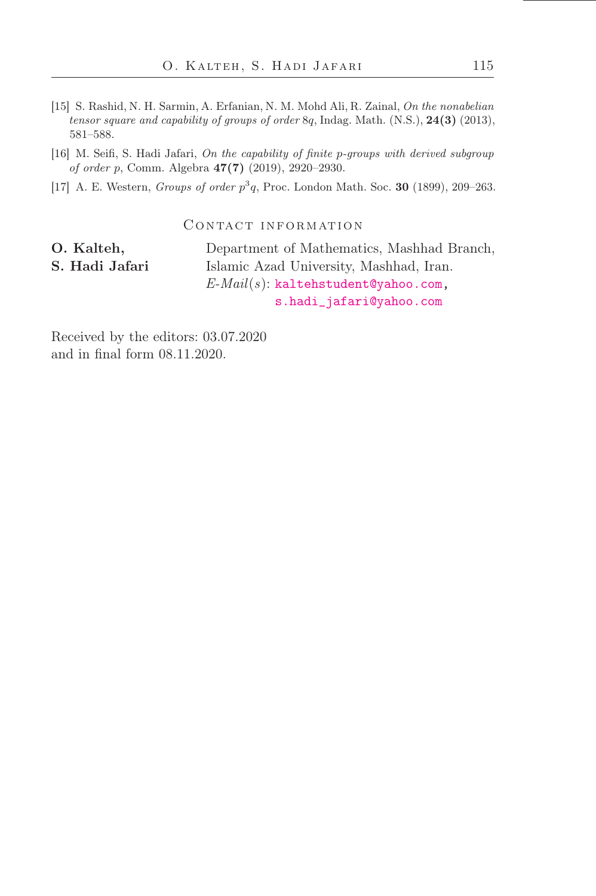[15] S. Rashid, N. H. Sarmin, A. Erfanian, N. M. Mohd Ali, R. Zainal, *On the nonabelian tensor square and capability of groups of order* $8q$, Indag. Math. (N.S.), **24(3)** (2013), 581–588.

[16] M. Seifi, S. Hadi Jafari, *On the capability of finite p-groups with derived subgroup of order p*, Comm. Algebra **47(7)** (2019), 2920–2930.

[17] A. E. Western, *Groups of order* $p^3q$, Proc. London Math. Soc. **30** (1899), 209–263.

## Contact information

**O. Kalteh, S. Hadi Jafari**

Department of Mathematics, Mashhad Branch, Islamic Azad University, Mashhad, Iran.

*E-Mail(s)*: kaltehstudent@yahoo.com, s.hadi_jafari@yahoo.com

Received by the editors: 03.07.2020
and in final form 08.11.2020.